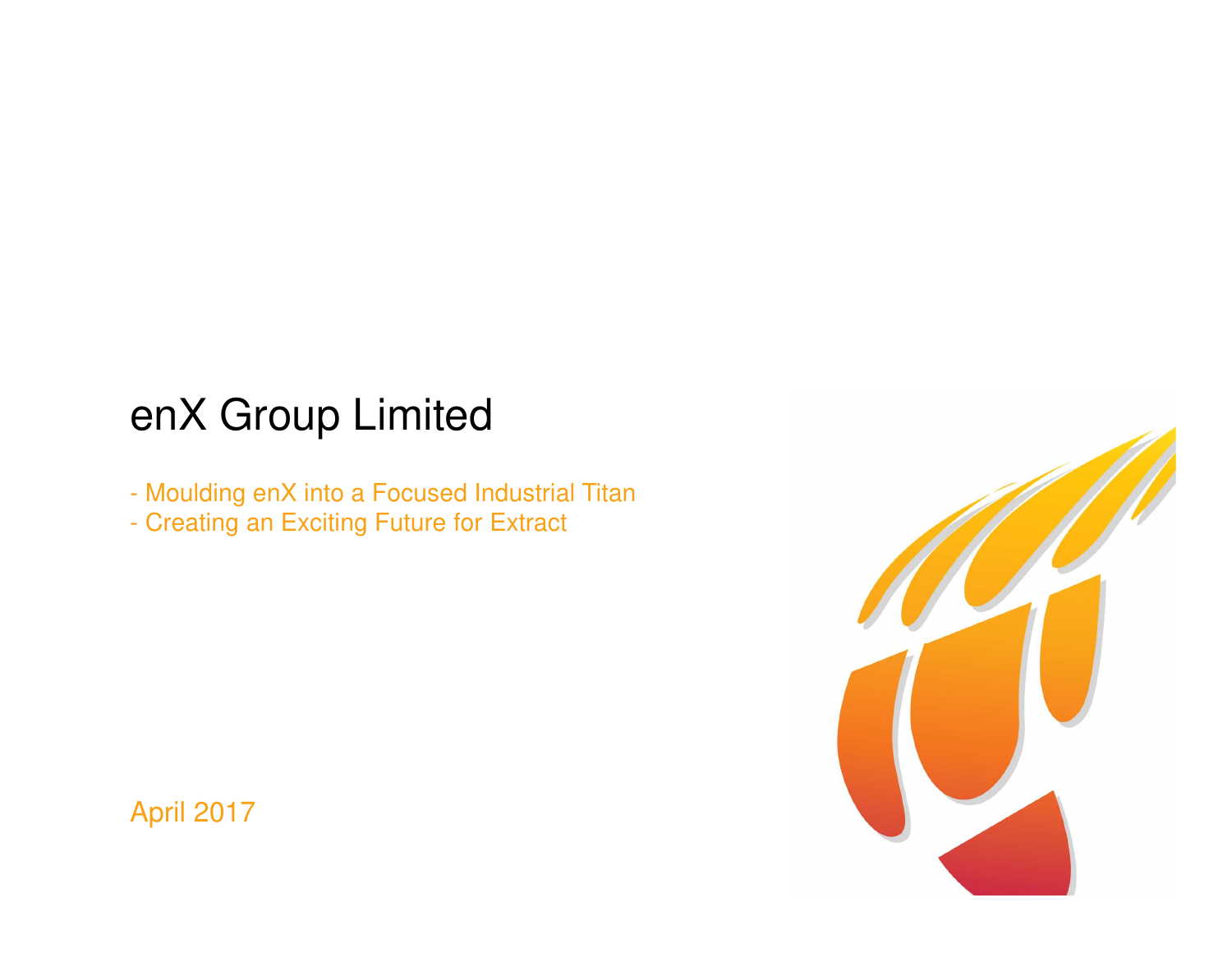# enX Group Limited

- Moulding enX into a Focused Industrial Titan
- Creating an Exciting Future for Extract

April 2017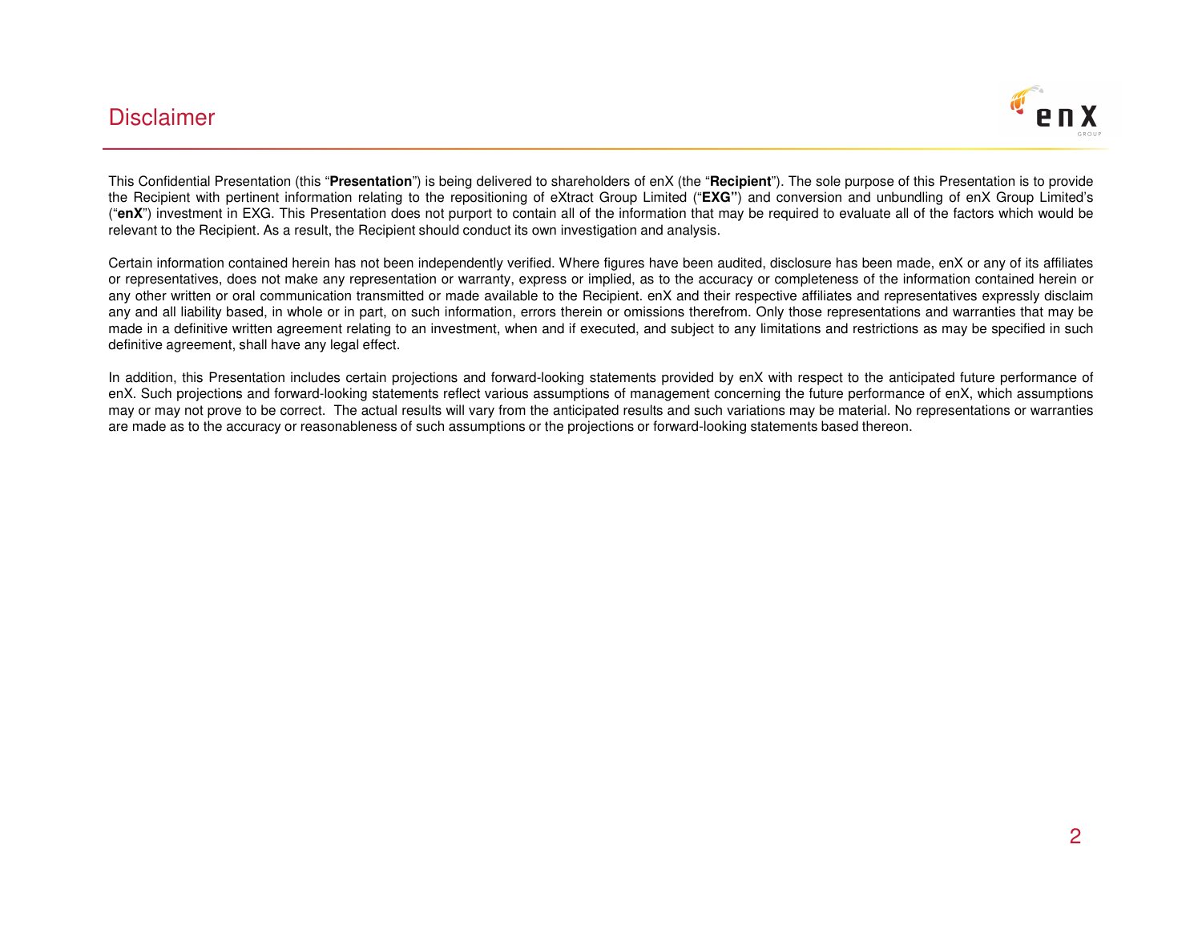# Disclaimer

This Confidential Presentation (this "**Presentation**") is being delivered to shareholders of enX (the "**Recipient**"). The sole purpose of this Presentation is to provide the Recipient with pertinent information relating to the repositioning of eXtract Group Limited ("**EXG**") and conversion and unbundling of enX Group Limited's ("**enX**") investment in EXG. This Presentation does not purport to contain all of the information that may be required to evaluate all of the factors which would be relevant to the Recipient. As a result, the Recipient should conduct its own investigation and analysis.

Certain information contained herein has not been independently verified. Where figures have been audited, disclosure has been made, enX or any of its affiliates or representatives, does not make any representation or warranty, express or implied, as to the accuracy or completeness of the information contained herein or any other written or oral communication transmitted or made available to the Recipient. enX and their respective affiliates and representatives expressly disclaim any and all liability based, in whole or in part, on such information, errors therein or omissions therefrom. Only those representations and warranties that may be made in a definitive written agreement relating to an investment, when and if executed, and subject to any limitations and restrictions as may be specified in such definitive agreement, shall have any legal effect.

In addition, this Presentation includes certain projections and forward-looking statements provided by enX with respect to the anticipated future performance of enX. Such projections and forward-looking statements reflect various assumptions of management concerning the future performance of enX, which assumptions may or may not prove to be correct. The actual results will vary from the anticipated results and such variations may be material. No representations or warranties are made as to the accuracy or reasonableness of such assumptions or the projections or forward-looking statements based thereon.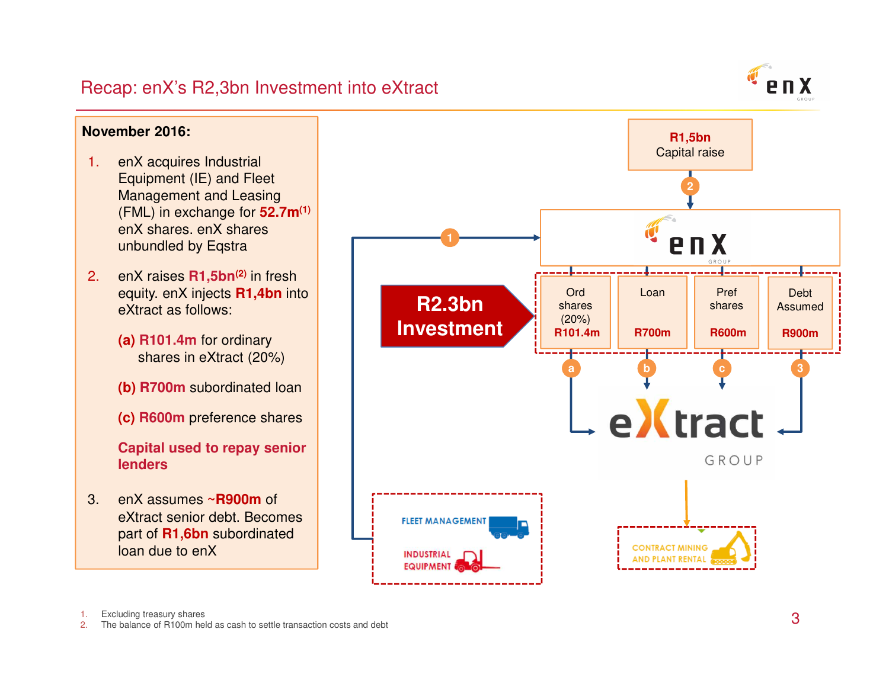# Recap: enX's R2,3bn Investment into eXtract

**November 2016:**

1. enX acquires Industrial Equipment (IE) and Fleet Management and Leasing (FML) in exchange for **52.7m**[1] enX shares. enX shares unbundled by Eqstra

2. enX raises **R1,5bn**[2] in fresh equity. enX injects **R1,4bn** into eXtract as follows:

   **(a) R101.4m** for ordinary shares in eXtract (20%)

   **(b) R700m** subordinated loan

   **(c) R600m** preference shares

   **Capital used to repay senior lenders**

3. enX assumes ~**R900m** of eXtract senior debt. Becomes part of **R1,6bn** subordinated loan due to enX

**R1,5bn** Capital raise → (2) → enX

FLEET MANAGEMENT / INDUSTRIAL EQUIPMENT → (1) → enX

**R2.3bn Investment**

| Ord shares (20%) | Loan | Pref shares | Debt Assumed |
|---|---|---|---|
| **R101.4m** | **R700m** | **R600m** | **R900m** |
| a | b | c | 3 |

→ eXtract GROUP → CONTRACT MINING AND PLANT RENTAL

1. Excluding treasury shares
2. The balance of R100m held as cash to settle transaction costs and debt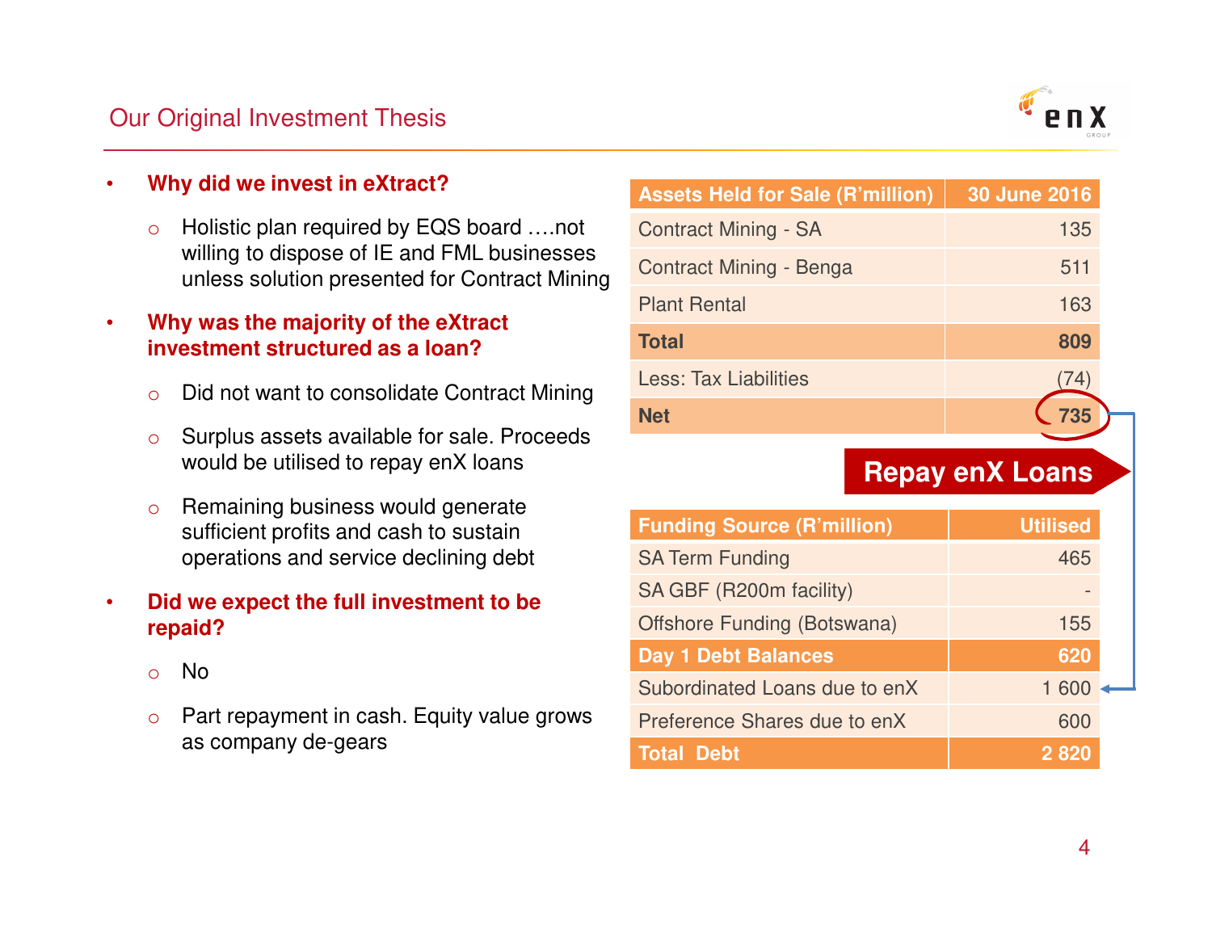## Our Original Investment Thesis

- **Why did we invest in eXtract?**
  - Holistic plan required by EQS board ….not willing to dispose of IE and FML businesses unless solution presented for Contract Mining
- **Why was the majority of the eXtract investment structured as a loan?**
  - Did not want to consolidate Contract Mining
  - Surplus assets available for sale. Proceeds would be utilised to repay enX loans
  - Remaining business would generate sufficient profits and cash to sustain operations and service declining debt
- **Did we expect the full investment to be repaid?**
  - No
  - Part repayment in cash. Equity value grows as company de-gears

| Assets Held for Sale (R'million) | 30 June 2016 |
|---|---|
| Contract Mining - SA | 135 |
| Contract Mining - Benga | 511 |
| Plant Rental | 163 |
| **Total** | **809** |
| Less: Tax Liabilities | (74) |
| **Net** | **735** |

**Repay enX Loans**

| Funding Source (R'million) | Utilised |
|---|---|
| SA Term Funding | 465 |
| SA GBF (R200m facility) | - |
| Offshore Funding (Botswana) | 155 |
| **Day 1 Debt Balances** | **620** |
| Subordinated Loans due to enX | 1 600 |
| Preference Shares due to enX | 600 |
| **Total Debt** | **2 820** |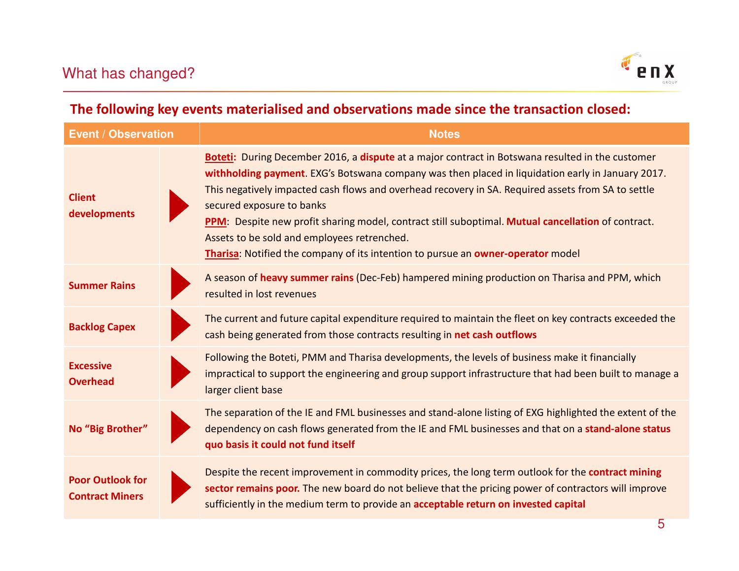# What has changed?

## The following key events materialised and observations made since the transaction closed:

| Event / Observation | Notes |
|---|---|
| **Client developments** | **Boteti:** During December 2016, a **dispute** at a major contract in Botswana resulted in the customer **withholding payment**. EXG's Botswana company was then placed in liquidation early in January 2017. This negatively impacted cash flows and overhead recovery in SA. Required assets from SA to settle secured exposure to banks<br>**PPM**: Despite new profit sharing model, contract still suboptimal. **Mutual cancellation** of contract. Assets to be sold and employees retrenched.<br>**Tharisa**: Notified the company of its intention to pursue an **owner-operator** model |
| **Summer Rains** | A season of **heavy summer rains** (Dec-Feb) hampered mining production on Tharisa and PPM, which resulted in lost revenues |
| **Backlog Capex** | The current and future capital expenditure required to maintain the fleet on key contracts exceeded the cash being generated from those contracts resulting in **net cash outflows** |
| **Excessive Overhead** | Following the Boteti, PMM and Tharisa developments, the levels of business make it financially impractical to support the engineering and group support infrastructure that had been built to manage a larger client base |
| **No "Big Brother"** | The separation of the IE and FML businesses and stand-alone listing of EXG highlighted the extent of the dependency on cash flows generated from the IE and FML businesses and that on a **stand-alone status quo basis it could not fund itself** |
| **Poor Outlook for Contract Miners** | Despite the recent improvement in commodity prices, the long term outlook for the **contract mining sector remains poor.** The new board do not believe that the pricing power of contractors will improve sufficiently in the medium term to provide an **acceptable return on invested capital** |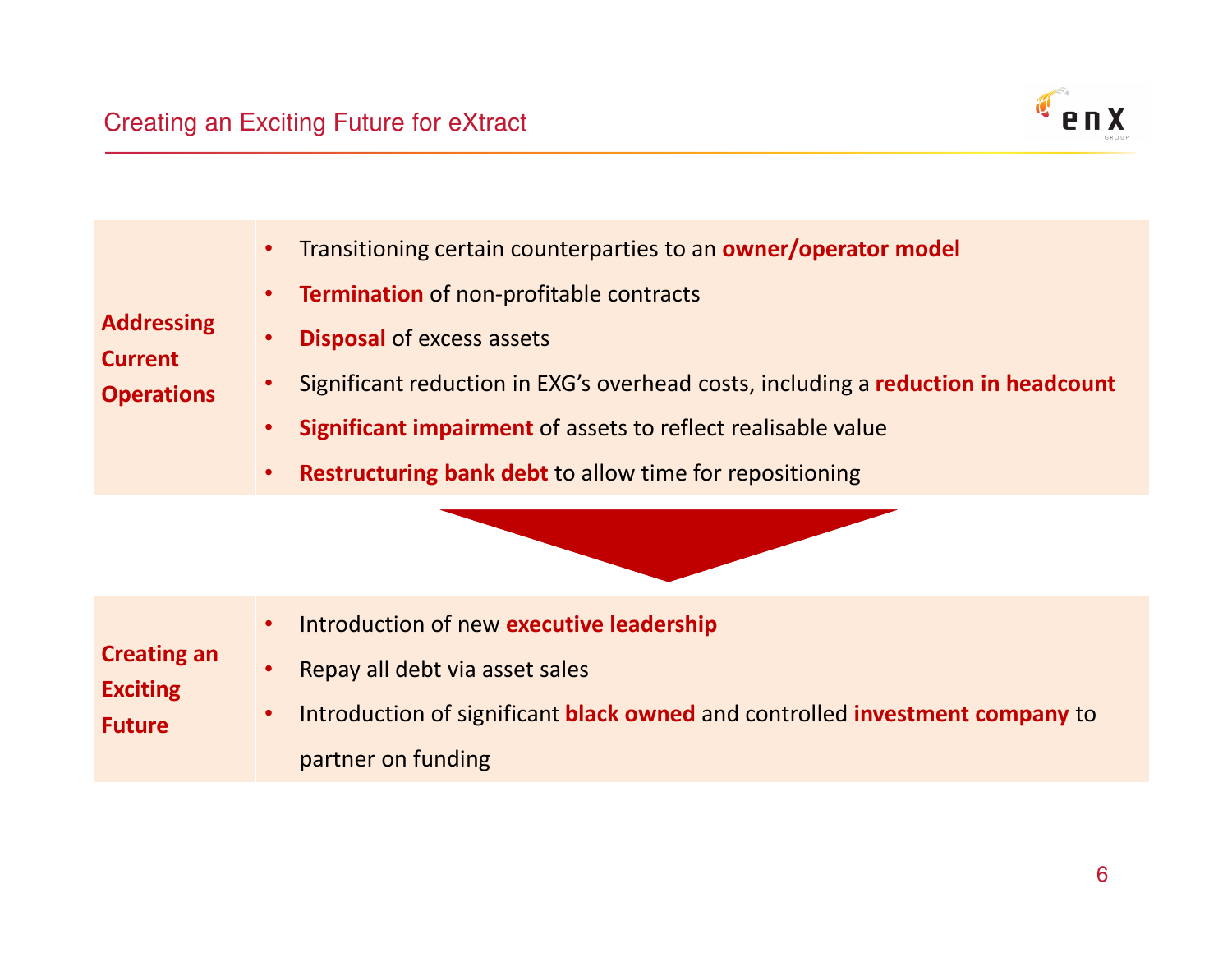## Creating an Exciting Future for eXtract

| | |
|---|---|
| **Addressing Current Operations** | • Transitioning certain counterparties to an **owner/operator model**<br>• **Termination** of non-profitable contracts<br>• **Disposal** of excess assets<br>• Significant reduction in EXG's overhead costs, including a **reduction in headcount**<br>• **Significant impairment** of assets to reflect realisable value<br>• **Restructuring bank debt** to allow time for repositioning |
| **Creating an Exciting Future** | • Introduction of new **executive leadership**<br>• Repay all debt via asset sales<br>• Introduction of significant **black owned** and controlled **investment company** to partner on funding |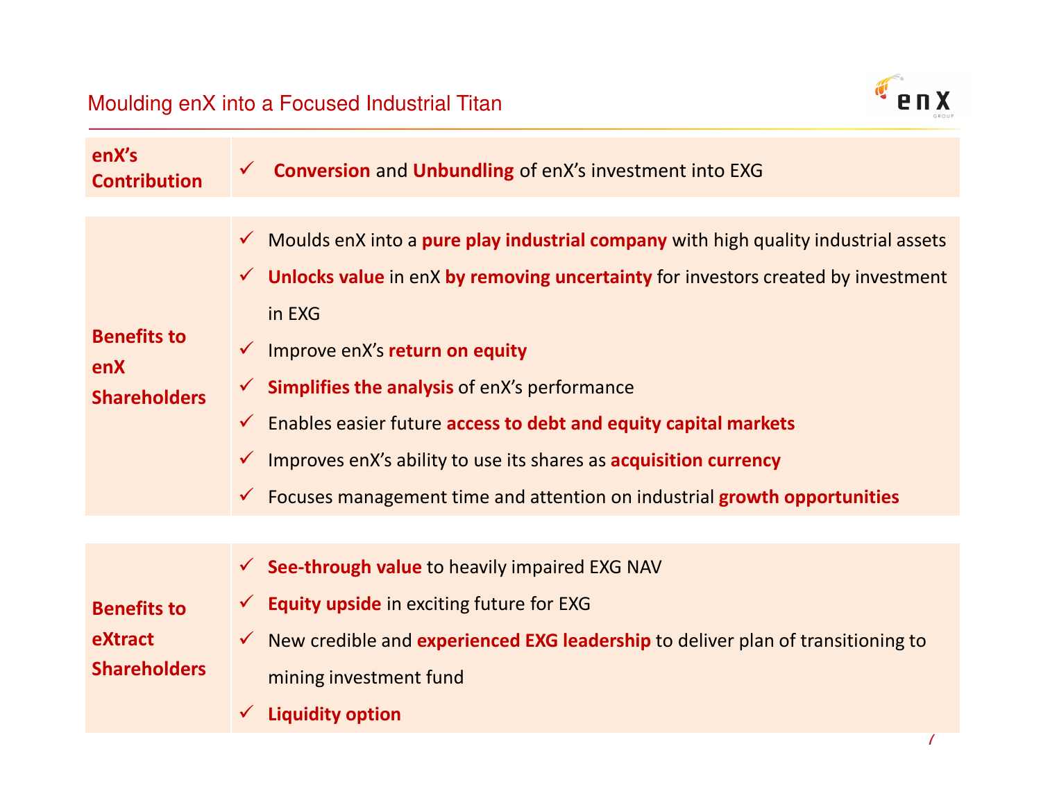## Moulding enX into a Focused Industrial Titan

| | |
|---|---|
| **enX's Contribution** | ✓ **Conversion** and **Unbundling** of enX's investment into EXG |
| **Benefits to enX Shareholders** | ✓ Moulds enX into a **pure play industrial company** with high quality industrial assets<br>✓ **Unlocks value** in enX **by removing uncertainty** for investors created by investment in EXG<br>✓ Improve enX's **return on equity**<br>✓ **Simplifies the analysis** of enX's performance<br>✓ Enables easier future **access to debt and equity capital markets**<br>✓ Improves enX's ability to use its shares as **acquisition currency**<br>✓ Focuses management time and attention on industrial **growth opportunities** |
| **Benefits to eXtract Shareholders** | ✓ **See-through value** to heavily impaired EXG NAV<br>✓ **Equity upside** in exciting future for EXG<br>✓ New credible and **experienced EXG leadership** to deliver plan of transitioning to mining investment fund<br>✓ **Liquidity option** |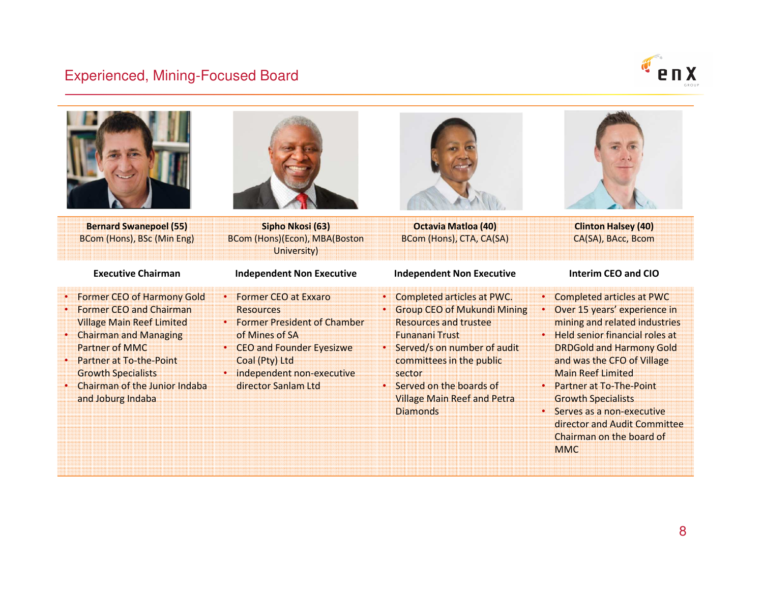# Experienced, Mining-Focused Board

| Bernard Swanepoel (55) | Sipho Nkosi (63) | Octavia Matloa (40) | Clinton Halsey (40) |
|---|---|---|---|
| BCom (Hons), BSc (Min Eng) | BCom (Hons)(Econ), MBA(Boston University) | BCom (Hons), CTA, CA(SA) | CA(SA), BAcc, Bcom |
| **Executive Chairman** | **Independent Non Executive** | **Independent Non Executive** | **Interim CEO and CIO** |
| • Former CEO of Harmony Gold<br>• Former CEO and Chairman Village Main Reef Limited<br>• Chairman and Managing Partner of MMC<br>• Partner at To-the-Point Growth Specialists<br>• Chairman of the Junior Indaba and Joburg Indaba | • Former CEO at Exxaro Resources<br>• Former President of Chamber of Mines of SA<br>• CEO and Founder Eyesizwe Coal (Pty) Ltd<br>• independent non-executive director Sanlam Ltd | • Completed articles at PWC.<br>• Group CEO of Mukundi Mining Resources and trustee Funanani Trust<br>• Served/s on number of audit committees in the public sector<br>• Served on the boards of Village Main Reef and Petra Diamonds | • Completed articles at PWC<br>• Over 15 years' experience in mining and related industries<br>• Held senior financial roles at DRDGold and Harmony Gold and was the CFO of Village Main Reef Limited<br>• Partner at To-The-Point Growth Specialists<br>• Serves as a non-executive director and Audit Committee Chairman on the board of MMC |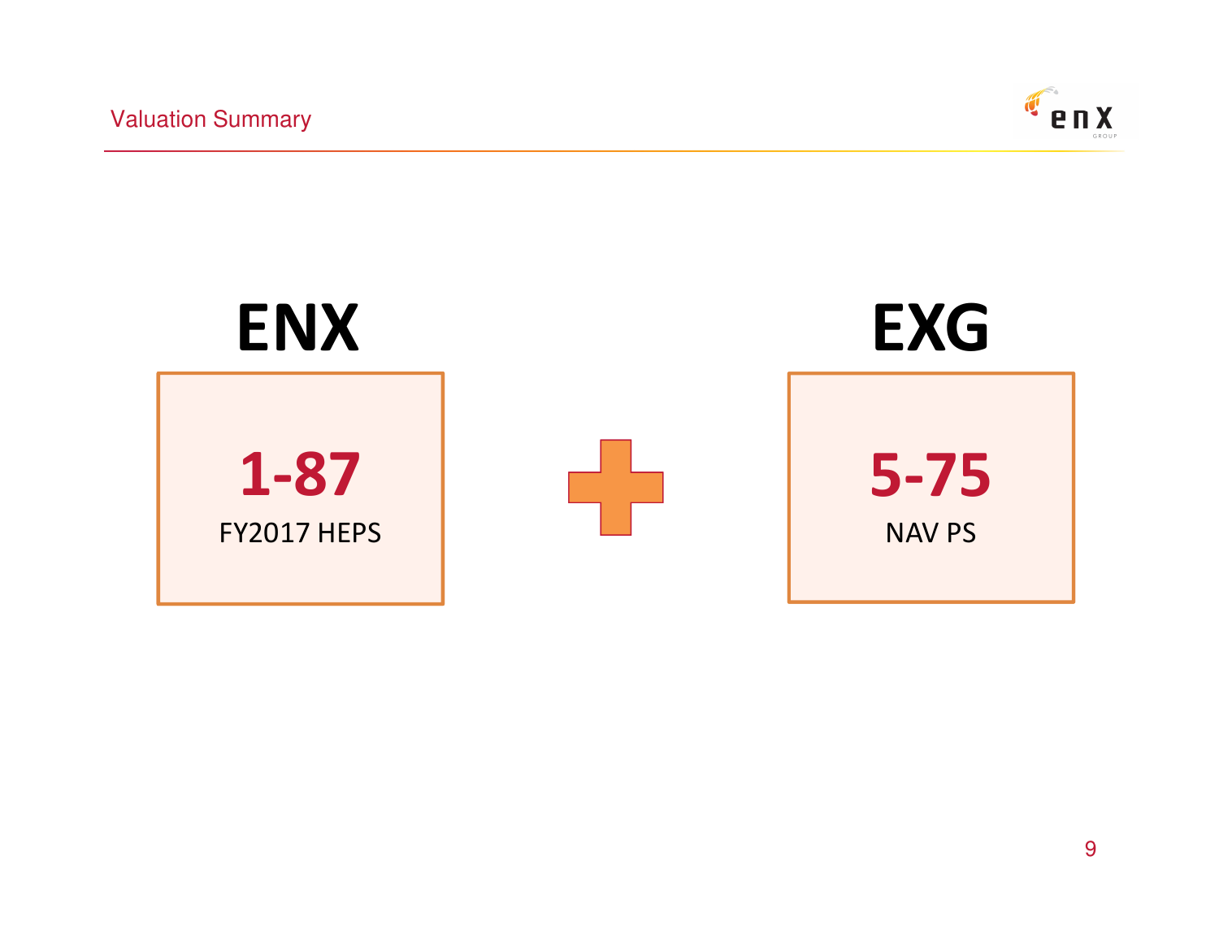# Valuation Summary

## ENX

**1-87**

FY2017 HEPS

+

## EXG

**5-75**

NAV PS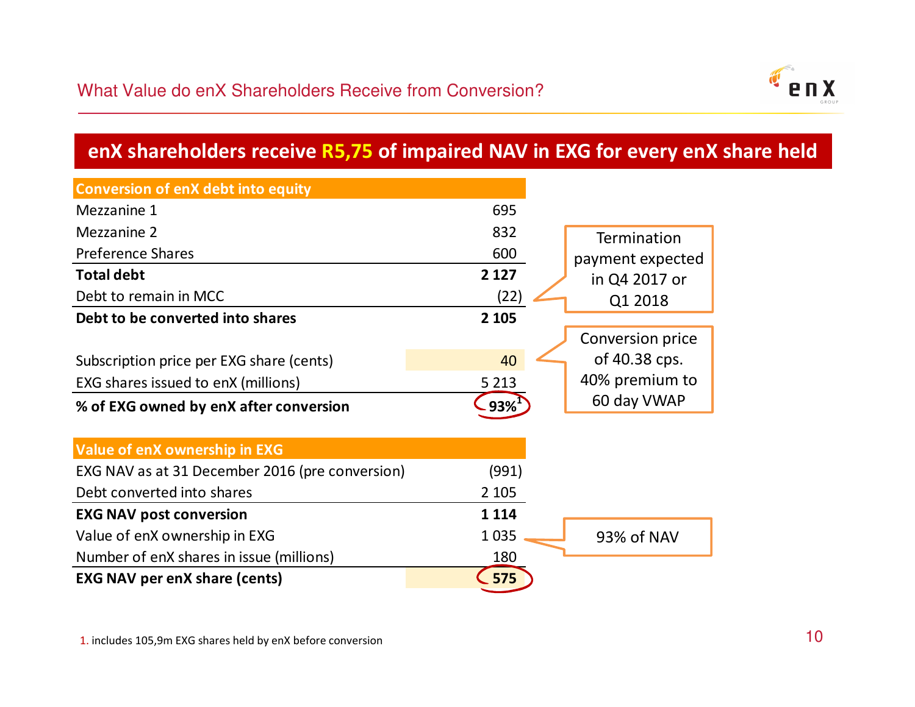## What Value do enX Shareholders Receive from Conversion?

### enX shareholders receive R5,75 of impaired NAV in EXG for every enX share held

| Conversion of enX debt into equity | |
|---|---|
| Mezzanine 1 | 695 |
| Mezzanine 2 | 832 |
| Preference Shares | 600 |
| **Total debt** | **2 127** |
| Debt to remain in MCC | (22) |
| **Debt to be converted into shares** | **2 105** |
| | |
| Subscription price per EXG share (cents) | 40 |
| EXG shares issued to enX (millions) | 5 213 |
| **% of EXG owned by enX after conversion** | **93%**[1] |

Termination payment expected in Q4 2017 or Q1 2018

Conversion price of 40.38 cps. 40% premium to 60 day VWAP

| Value of enX ownership in EXG | |
|---|---|
| EXG NAV as at 31 December 2016 (pre conversion) | (991) |
| Debt converted into shares | 2 105 |
| **EXG NAV post conversion** | **1 114** |
| Value of enX ownership in EXG | 1 035 |
| Number of enX shares in issue (millions) | 180 |
| **EXG NAV per enX share (cents)** | **575** |

93% of NAV

1. includes 105,9m EXG shares held by enX before conversion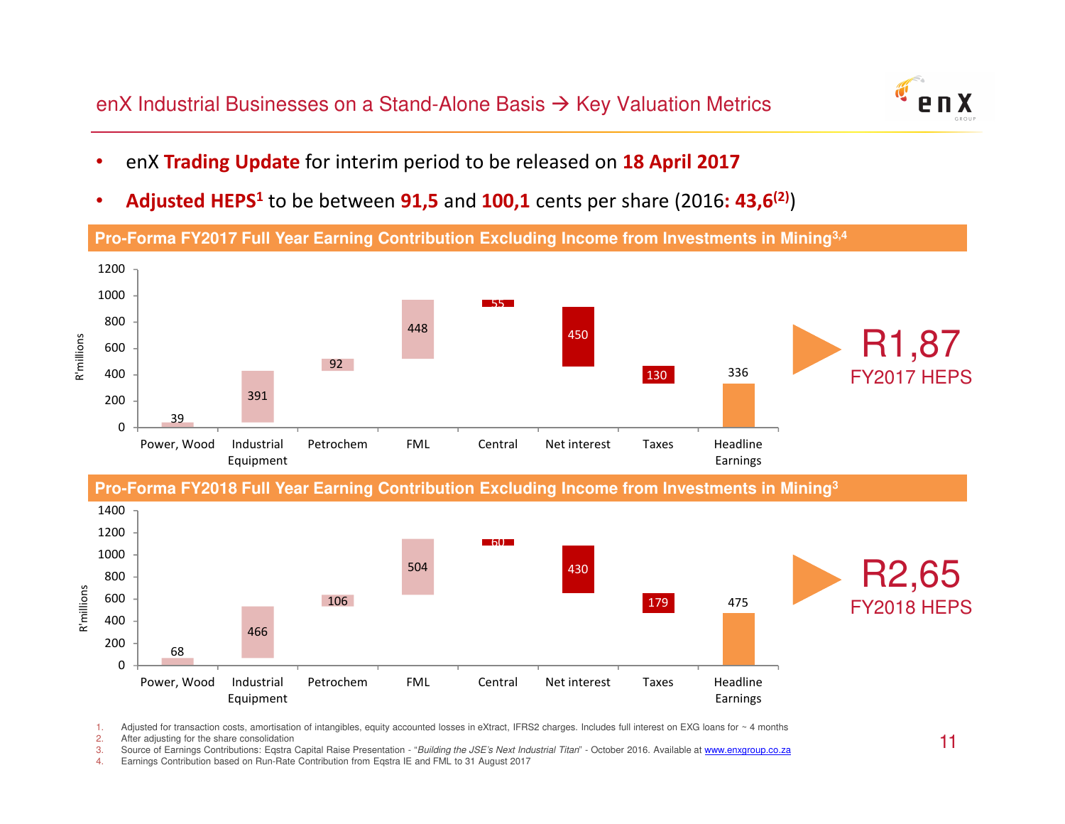## enX Industrial Businesses on a Stand-Alone Basis → Key Valuation Metrics

- enX **Trading Update** for interim period to be released on **18 April 2017**
- **Adjusted HEPS**[1] to be between **91,5** and **100,1** cents per share (2016: **43,6**[(2)])

### Pro-Forma FY2017 Full Year Earning Contribution Excluding Income from Investments in Mining[3,4]

| R'millions | Power, Wood | Industrial Equipment | Petrochem | FML | Central | Net interest | Taxes | Headline Earnings |
|---|---|---|---|---|---|---|---|---|
| Contribution | 39 | 391 | 92 | 448 | 55 | 450 | 130 | 336 |

**R1,87** FY2017 HEPS

### Pro-Forma FY2018 Full Year Earning Contribution Excluding Income from Investments in Mining[3]

| R'millions | Power, Wood | Industrial Equipment | Petrochem | FML | Central | Net interest | Taxes | Headline Earnings |
|---|---|---|---|---|---|---|---|---|
| Contribution | 68 | 466 | 106 | 504 | 60 | 430 | 179 | 475 |

**R2,65** FY2018 HEPS

1. Adjusted for transaction costs, amortisation of intangibles, equity accounted losses in eXtract, IFRS2 charges. Includes full interest on EXG loans for ~ 4 months
2. After adjusting for the share consolidation
3. Source of Earnings Contributions: Eqstra Capital Raise Presentation - "*Building the JSE's Next Industrial Titan*" - October 2016. Available at www.enxgroup.co.za
4. Earnings Contribution based on Run-Rate Contribution from Eqstra IE and FML to 31 August 2017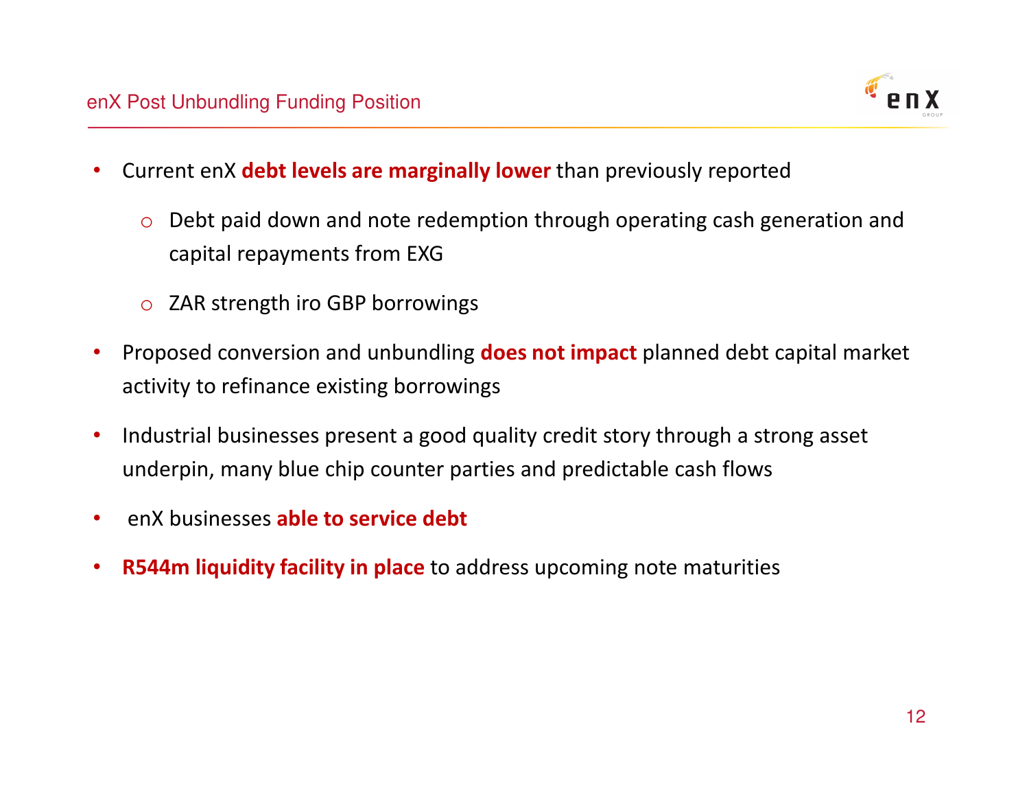## enX Post Unbundling Funding Position

- Current enX **debt levels are marginally lower** than previously reported
    - Debt paid down and note redemption through operating cash generation and capital repayments from EXG
    - ZAR strength iro GBP borrowings
- Proposed conversion and unbundling **does not impact** planned debt capital market activity to refinance existing borrowings
- Industrial businesses present a good quality credit story through a strong asset underpin, many blue chip counter parties and predictable cash flows
- enX businesses **able to service debt**
- **R544m liquidity facility in place** to address upcoming note maturities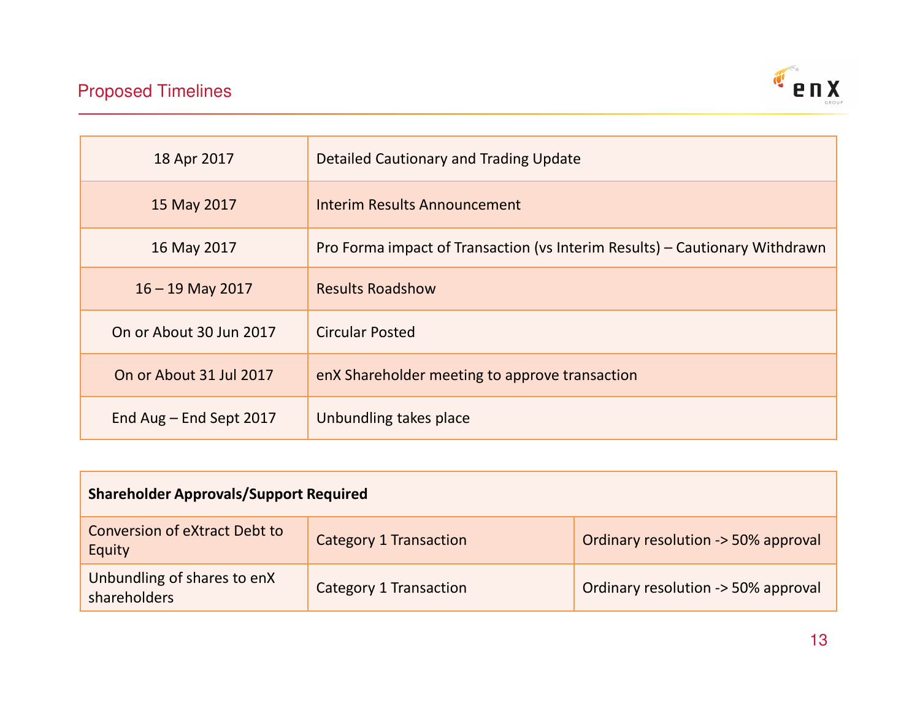## Proposed Timelines

| | |
|---|---|
| 18 Apr 2017 | Detailed Cautionary and Trading Update |
| 15 May 2017 | Interim Results Announcement |
| 16 May 2017 | Pro Forma impact of Transaction (vs Interim Results) – Cautionary Withdrawn |
| 16 – 19 May 2017 | Results Roadshow |
| On or About 30 Jun 2017 | Circular Posted |
| On or About 31 Jul 2017 | enX Shareholder meeting to approve transaction |
| End Aug – End Sept 2017 | Unbundling takes place |

| **Shareholder Approvals/Support Required** | | |
|---|---|---|
| Conversion of eXtract Debt to Equity | Category 1 Transaction | Ordinary resolution -> 50% approval |
| Unbundling of shares to enX shareholders | Category 1 Transaction | Ordinary resolution -> 50% approval |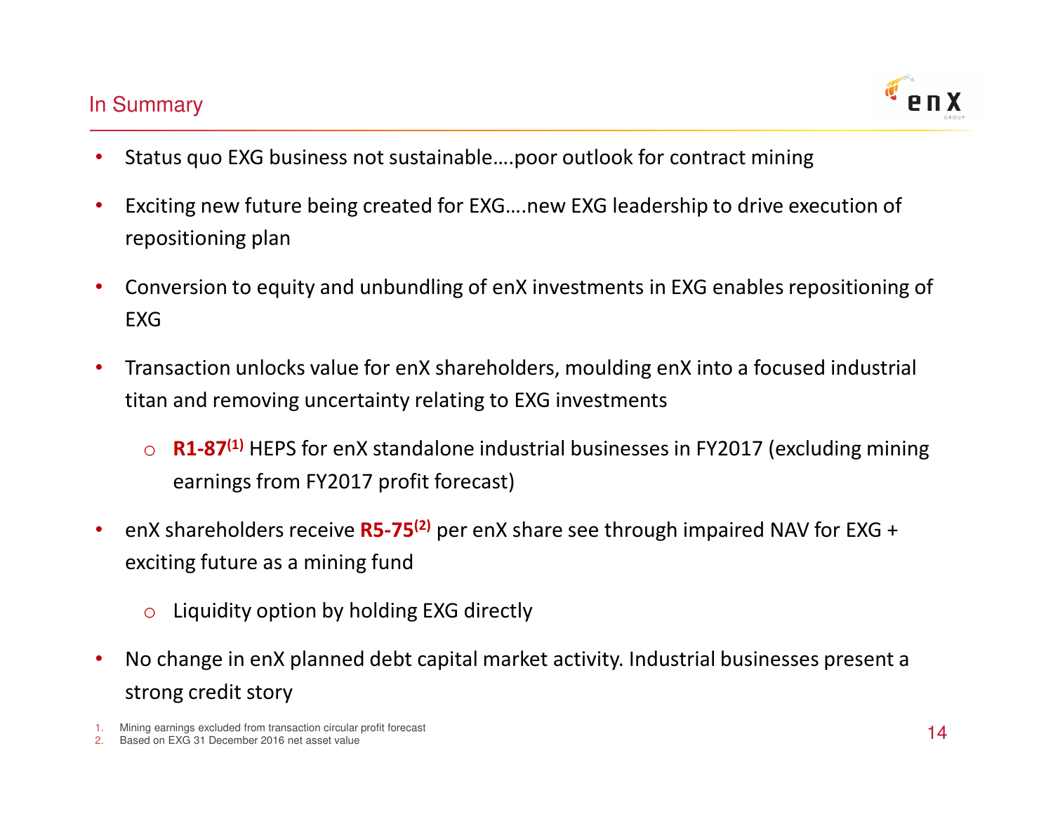# In Summary

- Status quo EXG business not sustainable….poor outlook for contract mining
- Exciting new future being created for EXG….new EXG leadership to drive execution of repositioning plan
- Conversion to equity and unbundling of enX investments in EXG enables repositioning of EXG
- Transaction unlocks value for enX shareholders, moulding enX into a focused industrial titan and removing uncertainty relating to EXG investments
  - **R1-87**[(1)] HEPS for enX standalone industrial businesses in FY2017 (excluding mining earnings from FY2017 profit forecast)
- enX shareholders receive **R5-75**[(2)] per enX share see through impaired NAV for EXG + exciting future as a mining fund
  - Liquidity option by holding EXG directly
- No change in enX planned debt capital market activity. Industrial businesses present a strong credit story

1. Mining earnings excluded from transaction circular profit forecast
2. Based on EXG 31 December 2016 net asset value